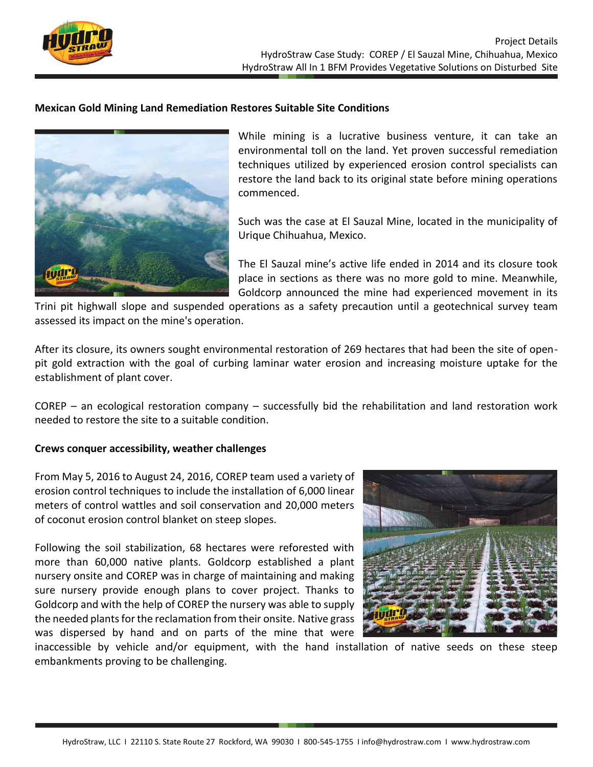Project Details
HydroStraw Case Study: COREP / El Sauzal Mine, Chihuahua, Mexico
HydroStraw All In 1 BFM Provides Vegetative Solutions on Disturbed Site

**Mexican Gold Mining Land Remediation Restores Suitable Site Conditions**

While mining is a lucrative business venture, it can take an environmental toll on the land. Yet proven successful remediation techniques utilized by experienced erosion control specialists can restore the land back to its original state before mining operations commenced.

Such was the case at El Sauzal Mine, located in the municipality of Urique Chihuahua, Mexico.

The El Sauzal mine's active life ended in 2014 and its closure took place in sections as there was no more gold to mine. Meanwhile, Goldcorp announced the mine had experienced movement in its Trini pit highwall slope and suspended operations as a safety precaution until a geotechnical survey team assessed its impact on the mine's operation.

After its closure, its owners sought environmental restoration of 269 hectares that had been the site of open-pit gold extraction with the goal of curbing laminar water erosion and increasing moisture uptake for the establishment of plant cover.

COREP – an ecological restoration company – successfully bid the rehabilitation and land restoration work needed to restore the site to a suitable condition.

**Crews conquer accessibility, weather challenges**

From May 5, 2016 to August 24, 2016, COREP team used a variety of erosion control techniques to include the installation of 6,000 linear meters of control wattles and soil conservation and 20,000 meters of coconut erosion control blanket on steep slopes.

Following the soil stabilization, 68 hectares were reforested with more than 60,000 native plants. Goldcorp established a plant nursery onsite and COREP was in charge of maintaining and making sure nursery provide enough plans to cover project. Thanks to Goldcorp and with the help of COREP the nursery was able to supply the needed plants for the reclamation from their onsite. Native grass was dispersed by hand and on parts of the mine that were inaccessible by vehicle and/or equipment, with the hand installation of native seeds on these steep embankments proving to be challenging.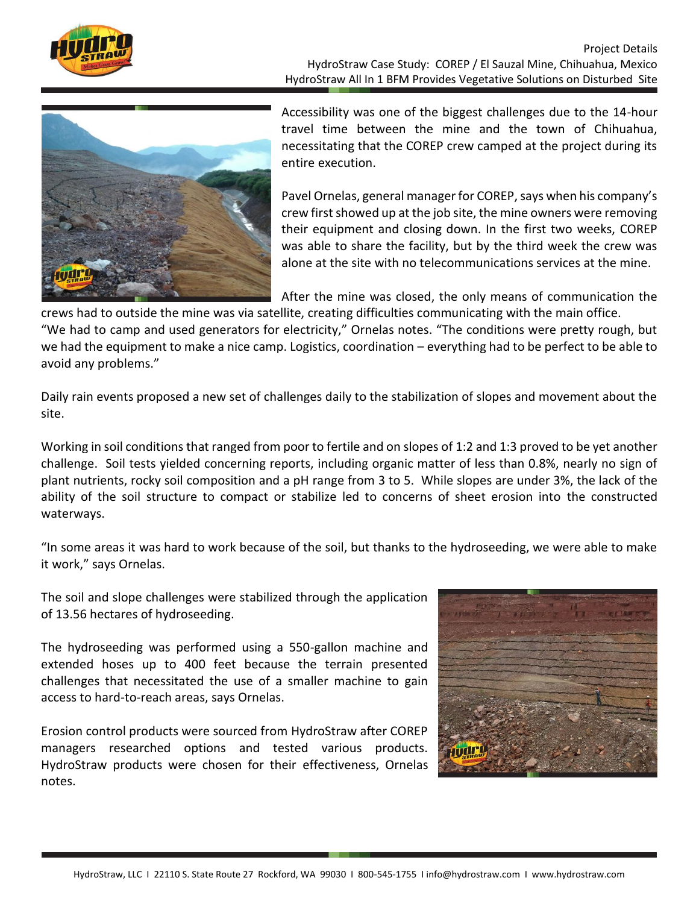Accessibility was one of the biggest challenges due to the 14-hour travel time between the mine and the town of Chihuahua, necessitating that the COREP crew camped at the project during its entire execution.

Pavel Ornelas, general manager for COREP, says when his company's crew first showed up at the job site, the mine owners were removing their equipment and closing down. In the first two weeks, COREP was able to share the facility, but by the third week the crew was alone at the site with no telecommunications services at the mine.

After the mine was closed, the only means of communication the crews had to outside the mine was via satellite, creating difficulties communicating with the main office. "We had to camp and used generators for electricity," Ornelas notes. "The conditions were pretty rough, but we had the equipment to make a nice camp. Logistics, coordination – everything had to be perfect to be able to avoid any problems."

Daily rain events proposed a new set of challenges daily to the stabilization of slopes and movement about the site.

Working in soil conditions that ranged from poor to fertile and on slopes of 1:2 and 1:3 proved to be yet another challenge. Soil tests yielded concerning reports, including organic matter of less than 0.8%, nearly no sign of plant nutrients, rocky soil composition and a pH range from 3 to 5. While slopes are under 3%, the lack of the ability of the soil structure to compact or stabilize led to concerns of sheet erosion into the constructed waterways.

"In some areas it was hard to work because of the soil, but thanks to the hydroseeding, we were able to make it work," says Ornelas.

The soil and slope challenges were stabilized through the application of 13.56 hectares of hydroseeding.

The hydroseeding was performed using a 550-gallon machine and extended hoses up to 400 feet because the terrain presented challenges that necessitated the use of a smaller machine to gain access to hard-to-reach areas, says Ornelas.

Erosion control products were sourced from HydroStraw after COREP managers researched options and tested various products. HydroStraw products were chosen for their effectiveness, Ornelas notes.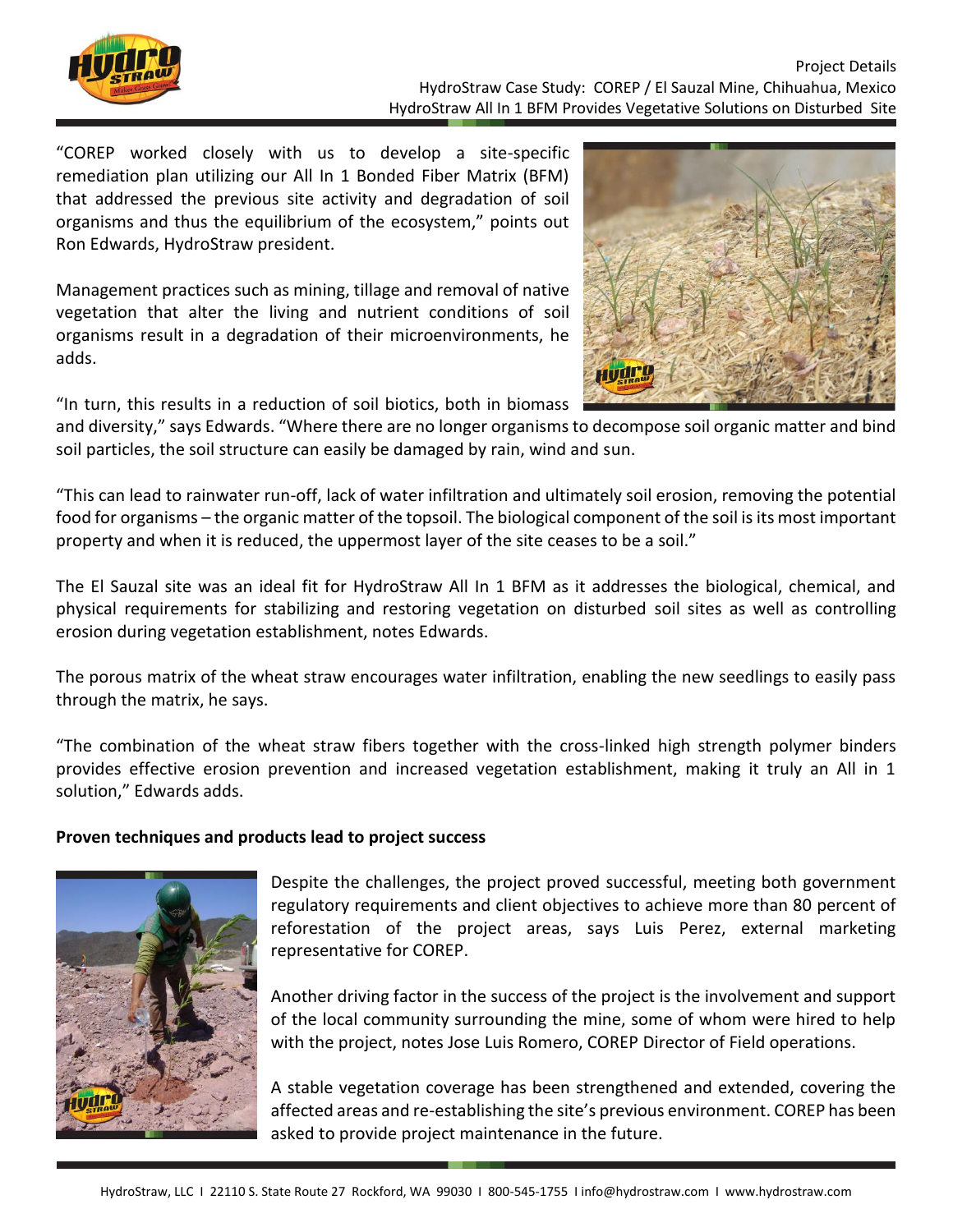"COREP worked closely with us to develop a site-specific remediation plan utilizing our All In 1 Bonded Fiber Matrix (BFM) that addressed the previous site activity and degradation of soil organisms and thus the equilibrium of the ecosystem," points out Ron Edwards, HydroStraw president.

Management practices such as mining, tillage and removal of native vegetation that alter the living and nutrient conditions of soil organisms result in a degradation of their microenvironments, he adds.

"In turn, this results in a reduction of soil biotics, both in biomass and diversity," says Edwards. "Where there are no longer organisms to decompose soil organic matter and bind soil particles, the soil structure can easily be damaged by rain, wind and sun.

"This can lead to rainwater run-off, lack of water infiltration and ultimately soil erosion, removing the potential food for organisms – the organic matter of the topsoil. The biological component of the soil is its most important property and when it is reduced, the uppermost layer of the site ceases to be a soil."

The El Sauzal site was an ideal fit for HydroStraw All In 1 BFM as it addresses the biological, chemical, and physical requirements for stabilizing and restoring vegetation on disturbed soil sites as well as controlling erosion during vegetation establishment, notes Edwards.

The porous matrix of the wheat straw encourages water infiltration, enabling the new seedlings to easily pass through the matrix, he says.

"The combination of the wheat straw fibers together with the cross-linked high strength polymer binders provides effective erosion prevention and increased vegetation establishment, making it truly an All in 1 solution," Edwards adds.

**Proven techniques and products lead to project success**

Despite the challenges, the project proved successful, meeting both government regulatory requirements and client objectives to achieve more than 80 percent of reforestation of the project areas, says Luis Perez, external marketing representative for COREP.

Another driving factor in the success of the project is the involvement and support of the local community surrounding the mine, some of whom were hired to help with the project, notes Jose Luis Romero, COREP Director of Field operations.

A stable vegetation coverage has been strengthened and extended, covering the affected areas and re-establishing the site's previous environment. COREP has been asked to provide project maintenance in the future.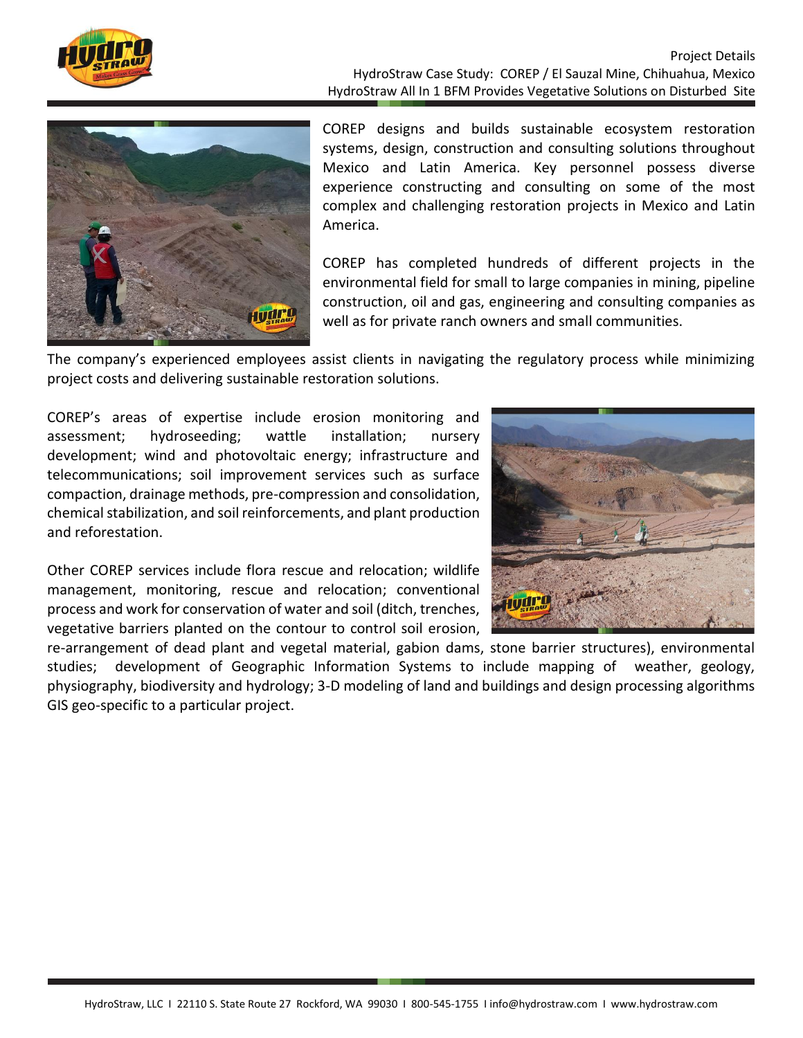CORED designs and builds sustainable ecosystem restoration systems, design, construction and consulting solutions throughout Mexico and Latin America. Key personnel possess diverse experience constructing and consulting on some of the most complex and challenging restoration projects in Mexico and Latin America.

COREP has completed hundreds of different projects in the environmental field for small to large companies in mining, pipeline construction, oil and gas, engineering and consulting companies as well as for private ranch owners and small communities.

The company's experienced employees assist clients in navigating the regulatory process while minimizing project costs and delivering sustainable restoration solutions.

COREP's areas of expertise include erosion monitoring and assessment; hydroseeding; wattle installation; nursery development; wind and photovoltaic energy; infrastructure and telecommunications; soil improvement services such as surface compaction, drainage methods, pre-compression and consolidation, chemical stabilization, and soil reinforcements, and plant production and reforestation.

Other COREP services include flora rescue and relocation; wildlife management, monitoring, rescue and relocation; conventional process and work for conservation of water and soil (ditch, trenches, vegetative barriers planted on the contour to control soil erosion, re-arrangement of dead plant and vegetal material, gabion dams, stone barrier structures), environmental studies; development of Geographic Information Systems to include mapping of weather, geology, physiography, biodiversity and hydrology; 3-D modeling of land and buildings and design processing algorithms GIS geo-specific to a particular project.